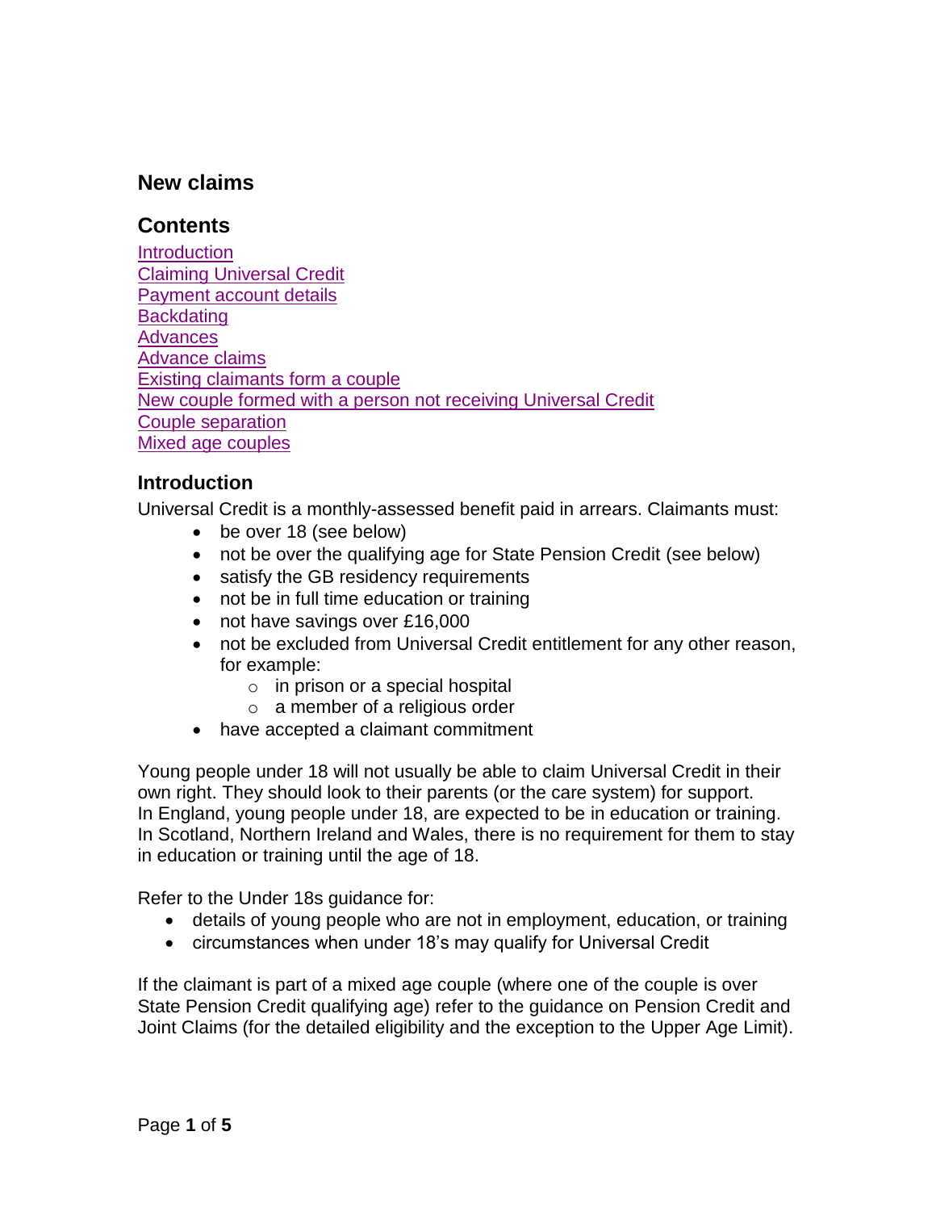## New claims

## Contents

[Introduction](#introduction)
[Claiming Universal Credit](#claiming-universal-credit)
[Payment account details](#payment-account-details)
[Backdating](#backdating)
[Advances](#advances)
[Advance claims](#advance-claims)
[Existing claimants form a couple](#existing-claimants-form-a-couple)
[New couple formed with a person not receiving Universal Credit](#new-couple-formed-with-a-person-not-receiving-universal-credit)
[Couple separation](#couple-separation)
[Mixed age couples](#mixed-age-couples)

### Introduction

Universal Credit is a monthly-assessed benefit paid in arrears. Claimants must:

- be over 18 (see below)
- not be over the qualifying age for State Pension Credit (see below)
- satisfy the GB residency requirements
- not be in full time education or training
- not have savings over £16,000
- not be excluded from Universal Credit entitlement for any other reason, for example:
  - in prison or a special hospital
  - a member of a religious order
- have accepted a claimant commitment

Young people under 18 will not usually be able to claim Universal Credit in their own right. They should look to their parents (or the care system) for support. In England, young people under 18, are expected to be in education or training. In Scotland, Northern Ireland and Wales, there is no requirement for them to stay in education or training until the age of 18.

Refer to the Under 18s guidance for:

- details of young people who are not in employment, education, or training
- circumstances when under 18's may qualify for Universal Credit

If the claimant is part of a mixed age couple (where one of the couple is over State Pension Credit qualifying age) refer to the guidance on Pension Credit and Joint Claims (for the detailed eligibility and the exception to the Upper Age Limit).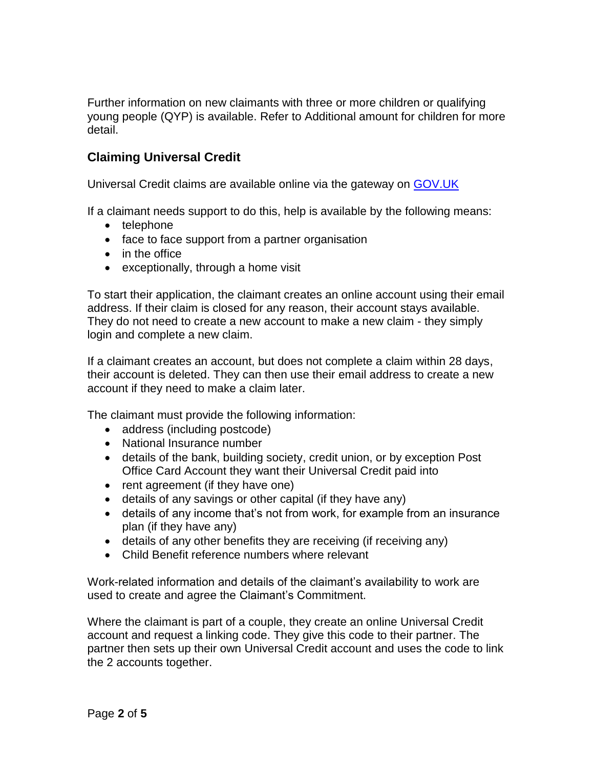Further information on new claimants with three or more children or qualifying young people (QYP) is available. Refer to Additional amount for children for more detail.

## Claiming Universal Credit

Universal Credit claims are available online via the gateway on [GOV.UK]

If a claimant needs support to do this, help is available by the following means:

- telephone
- face to face support from a partner organisation
- in the office
- exceptionally, through a home visit

To start their application, the claimant creates an online account using their email address. If their claim is closed for any reason, their account stays available. They do not need to create a new account to make a new claim - they simply login and complete a new claim.

If a claimant creates an account, but does not complete a claim within 28 days, their account is deleted. They can then use their email address to create a new account if they need to make a claim later.

The claimant must provide the following information:

- address (including postcode)
- National Insurance number
- details of the bank, building society, credit union, or by exception Post Office Card Account they want their Universal Credit paid into
- rent agreement (if they have one)
- details of any savings or other capital (if they have any)
- details of any income that's not from work, for example from an insurance plan (if they have any)
- details of any other benefits they are receiving (if receiving any)
- Child Benefit reference numbers where relevant

Work-related information and details of the claimant's availability to work are used to create and agree the Claimant's Commitment.

Where the claimant is part of a couple, they create an online Universal Credit account and request a linking code. They give this code to their partner. The partner then sets up their own Universal Credit account and uses the code to link the 2 accounts together.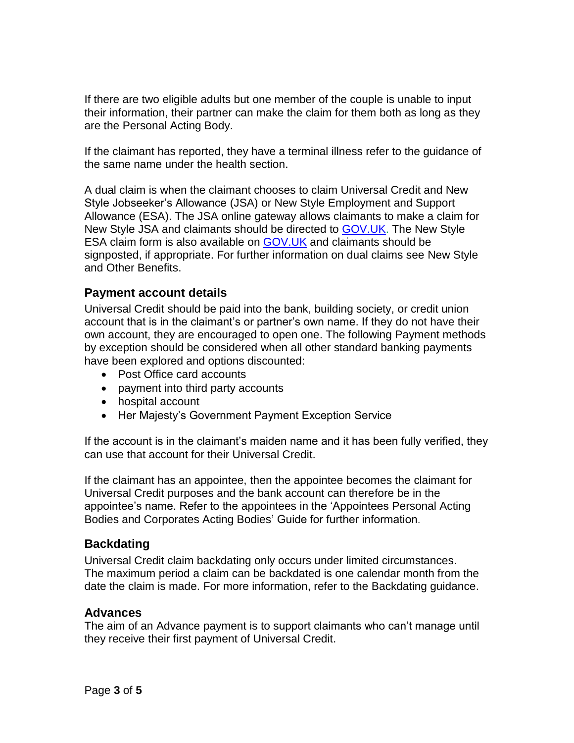If there are two eligible adults but one member of the couple is unable to input their information, their partner can make the claim for them both as long as they are the Personal Acting Body.

If the claimant has reported, they have a terminal illness refer to the guidance of the same name under the health section.

A dual claim is when the claimant chooses to claim Universal Credit and New Style Jobseeker's Allowance (JSA) or New Style Employment and Support Allowance (ESA). The JSA online gateway allows claimants to make a claim for New Style JSA and claimants should be directed to GOV.UK. The New Style ESA claim form is also available on GOV.UK and claimants should be signposted, if appropriate. For further information on dual claims see New Style and Other Benefits.

### Payment account details

Universal Credit should be paid into the bank, building society, or credit union account that is in the claimant's or partner's own name. If they do not have their own account, they are encouraged to open one. The following Payment methods by exception should be considered when all other standard banking payments have been explored and options discounted:

- Post Office card accounts
- payment into third party accounts
- hospital account
- Her Majesty's Government Payment Exception Service

If the account is in the claimant's maiden name and it has been fully verified, they can use that account for their Universal Credit.

If the claimant has an appointee, then the appointee becomes the claimant for Universal Credit purposes and the bank account can therefore be in the appointee's name. Refer to the appointees in the 'Appointees Personal Acting Bodies and Corporates Acting Bodies' Guide for further information.

### Backdating

Universal Credit claim backdating only occurs under limited circumstances. The maximum period a claim can be backdated is one calendar month from the date the claim is made. For more information, refer to the Backdating guidance.

### Advances

The aim of an Advance payment is to support claimants who can't manage until they receive their first payment of Universal Credit.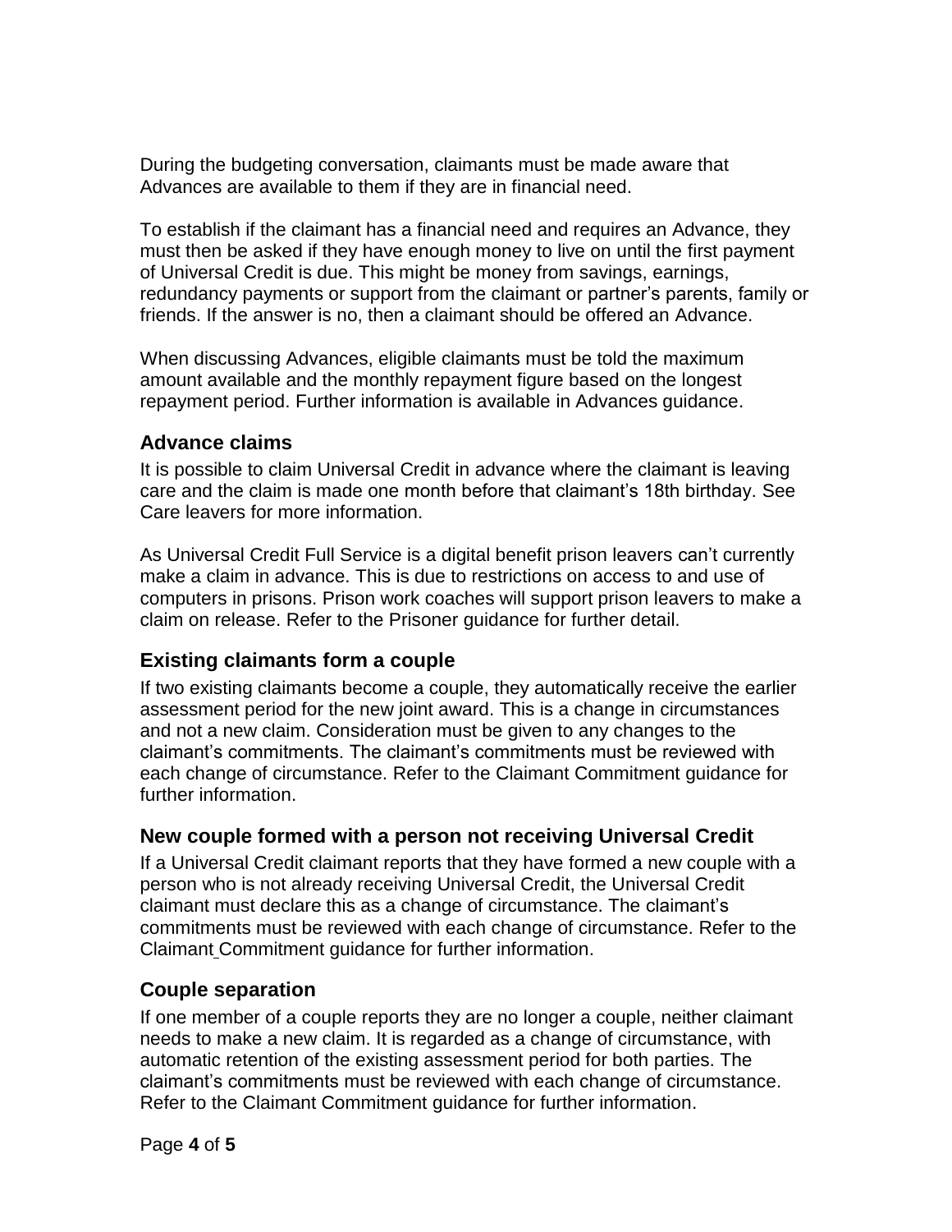During the budgeting conversation, claimants must be made aware that Advances are available to them if they are in financial need.

To establish if the claimant has a financial need and requires an Advance, they must then be asked if they have enough money to live on until the first payment of Universal Credit is due. This might be money from savings, earnings, redundancy payments or support from the claimant or partner's parents, family or friends. If the answer is no, then a claimant should be offered an Advance.

When discussing Advances, eligible claimants must be told the maximum amount available and the monthly repayment figure based on the longest repayment period. Further information is available in Advances guidance.

## Advance claims

It is possible to claim Universal Credit in advance where the claimant is leaving care and the claim is made one month before that claimant's 18th birthday. See Care leavers for more information.

As Universal Credit Full Service is a digital benefit prison leavers can't currently make a claim in advance. This is due to restrictions on access to and use of computers in prisons. Prison work coaches will support prison leavers to make a claim on release. Refer to the Prisoner guidance for further detail.

## Existing claimants form a couple

If two existing claimants become a couple, they automatically receive the earlier assessment period for the new joint award. This is a change in circumstances and not a new claim. Consideration must be given to any changes to the claimant's commitments. The claimant's commitments must be reviewed with each change of circumstance. Refer to the Claimant Commitment guidance for further information.

## New couple formed with a person not receiving Universal Credit

If a Universal Credit claimant reports that they have formed a new couple with a person who is not already receiving Universal Credit, the Universal Credit claimant must declare this as a change of circumstance. The claimant's commitments must be reviewed with each change of circumstance. Refer to the Claimant Commitment guidance for further information.

## Couple separation

If one member of a couple reports they are no longer a couple, neither claimant needs to make a new claim. It is regarded as a change of circumstance, with automatic retention of the existing assessment period for both parties. The claimant's commitments must be reviewed with each change of circumstance. Refer to the Claimant Commitment guidance for further information.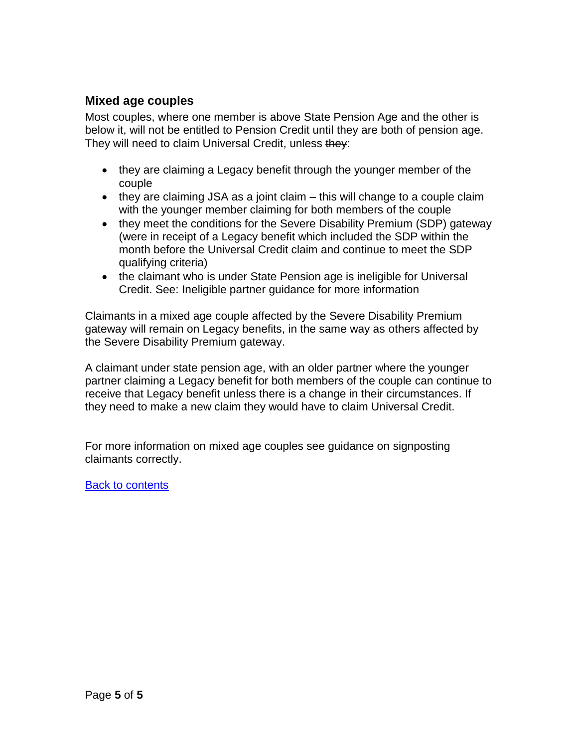## Mixed age couples

Most couples, where one member is above State Pension Age and the other is below it, will not be entitled to Pension Credit until they are both of pension age. They will need to claim Universal Credit, unless ~~they~~:

- they are claiming a Legacy benefit through the younger member of the couple
- they are claiming JSA as a joint claim – this will change to a couple claim with the younger member claiming for both members of the couple
- they meet the conditions for the Severe Disability Premium (SDP) gateway (were in receipt of a Legacy benefit which included the SDP within the month before the Universal Credit claim and continue to meet the SDP qualifying criteria)
- the claimant who is under State Pension age is ineligible for Universal Credit. See: Ineligible partner guidance for more information

Claimants in a mixed age couple affected by the Severe Disability Premium gateway will remain on Legacy benefits, in the same way as others affected by the Severe Disability Premium gateway.

A claimant under state pension age, with an older partner where the younger partner claiming a Legacy benefit for both members of the couple can continue to receive that Legacy benefit unless there is a change in their circumstances. If they need to make a new claim they would have to claim Universal Credit.

For more information on mixed age couples see guidance on signposting claimants correctly.

[Back to contents]